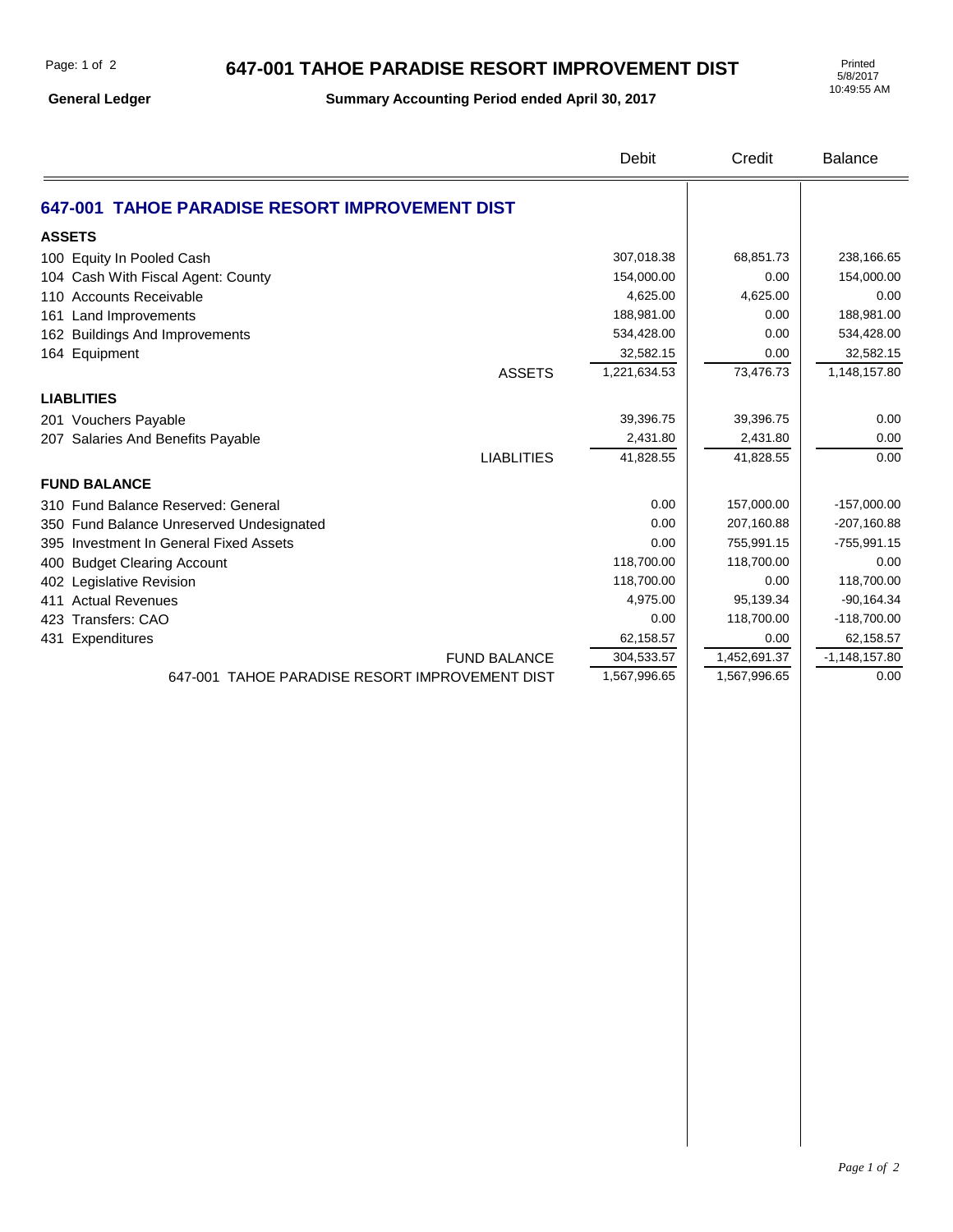# 647-001 TAHOE PARADISE RESORT IMPROVEMENT DIST

**General Ledger** — **Summary Accounting Period ended April 30, 2017**

Printed 5/8/2017 10:49:55 AM

## 647-001 TAHOE PARADISE RESORT IMPROVEMENT DIST

| | Debit | Credit | Balance |
|---|---|---|---|
| **ASSETS** | | | |
| 100 Equity In Pooled Cash | 307,018.38 | 68,851.73 | 238,166.65 |
| 104 Cash With Fiscal Agent: County | 154,000.00 | 0.00 | 154,000.00 |
| 110 Accounts Receivable | 4,625.00 | 4,625.00 | 0.00 |
| 161 Land Improvements | 188,981.00 | 0.00 | 188,981.00 |
| 162 Buildings And Improvements | 534,428.00 | 0.00 | 534,428.00 |
| 164 Equipment | 32,582.15 | 0.00 | 32,582.15 |
| ASSETS | 1,221,634.53 | 73,476.73 | 1,148,157.80 |
| **LIABLITIES** | | | |
| 201 Vouchers Payable | 39,396.75 | 39,396.75 | 0.00 |
| 207 Salaries And Benefits Payable | 2,431.80 | 2,431.80 | 0.00 |
| LIABLITIES | 41,828.55 | 41,828.55 | 0.00 |
| **FUND BALANCE** | | | |
| 310 Fund Balance Reserved: General | 0.00 | 157,000.00 | -157,000.00 |
| 350 Fund Balance Unreserved Undesignated | 0.00 | 207,160.88 | -207,160.88 |
| 395 Investment In General Fixed Assets | 0.00 | 755,991.15 | -755,991.15 |
| 400 Budget Clearing Account | 118,700.00 | 118,700.00 | 0.00 |
| 402 Legislative Revision | 118,700.00 | 0.00 | 118,700.00 |
| 411 Actual Revenues | 4,975.00 | 95,139.34 | -90,164.34 |
| 423 Transfers: CAO | 0.00 | 118,700.00 | -118,700.00 |
| 431 Expenditures | 62,158.57 | 0.00 | 62,158.57 |
| FUND BALANCE | 304,533.57 | 1,452,691.37 | -1,148,157.80 |
| 647-001 TAHOE PARADISE RESORT IMPROVEMENT DIST | 1,567,996.65 | 1,567,996.65 | 0.00 |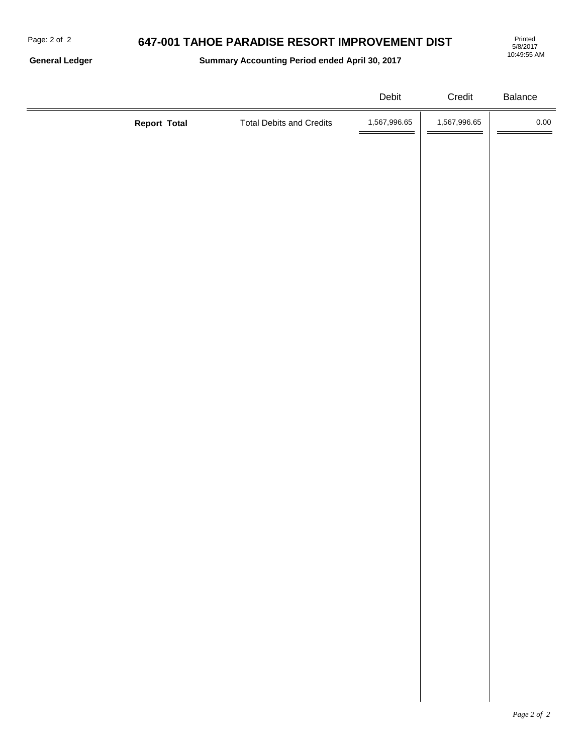# 647-001 TAHOE PARADISE RESORT IMPROVEMENT DIST

**General Ledger** **Summary Accounting Period ended April 30, 2017**

Printed 5/8/2017 10:49:55 AM

| | | Debit | Credit | Balance |
|---|---|---|---|---|
| **Report Total** | Total Debits and Credits | 1,567,996.65 | 1,567,996.65 | 0.00 |